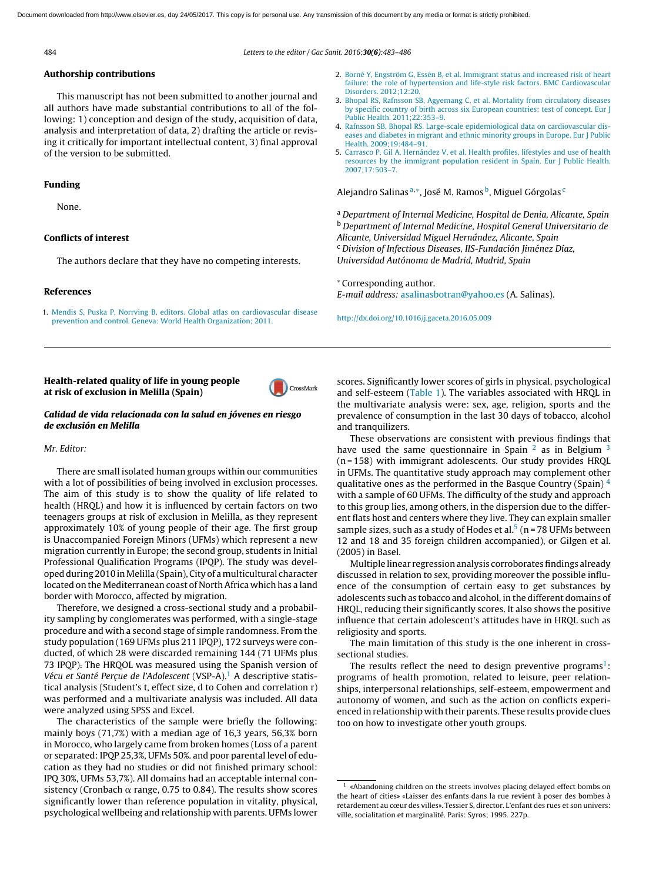## Authorship contributions

This manuscript has not been submitted to another journal and all authors have made substantial contributions to all of the following: 1) conception and design of the study, acquisition of data, analysis and interpretation of data, 2) drafting the article or revising it critically for important intellectual content, 3) final approval of the version to be submitted.

## Funding

None.

## Conflicts of interest

The authors declare that they have no competing interests.

## References

1. Mendis S, Puska P, Norrving B, editors. Global atlas on cardiovascular disease prevention and control. Geneva: World Health Organization; 2011.
2. Borné Y, Engström G, Essén B, et al. Immigrant status and increased risk of heart failure: the role of hypertension and life-style risk factors. BMC Cardiovascular Disorders. 2012;12:20.
3. Bhopal RS, Rafnsson SB, Agyemang C, et al. Mortality from circulatory diseases by specific country of birth across six European countries: test of concept. Eur J Public Health. 2011;22:353–9.
4. Rafnsson SB, Bhopal RS. Large-scale epidemiological data on cardiovascular diseases and diabetes in migrant and ethnic minority groups in Europe. Eur J Public Health. 2009;19:484–91.
5. Carrasco P, Gil A, Hernández V, et al. Health profiles, lifestyles and use of health resources by the immigrant population resident in Spain. Eur J Public Health. 2007;17:503–7.

Alejandro Salinas[a,*], José M. Ramos[b], Miguel Górgolas[c]

[a] *Department of Internal Medicine, Hospital de Denia, Alicante, Spain*
[b] *Department of Internal Medicine, Hospital General Universitario de Alicante, Universidad Miguel Hernández, Alicante, Spain*
[c] *Division of Infectious Diseases, IIS-Fundación Jiménez Díaz, Universidad Autónoma de Madrid, Madrid, Spain*

\* Corresponding author.
*E-mail address:* asalinasbotran@yahoo.es (A. Salinas).

http://dx.doi.org/10.1016/j.gaceta.2016.05.009

---

## Health-related quality of life in young people at risk of exclusion in Melilla (Spain)

### *Calidad de vida relacionada con la salud en jóvenes en riesgo de exclusión en Melilla*

*Mr. Editor:*

There are small isolated human groups within our communities with a lot of possibilities of being involved in exclusion processes. The aim of this study is to show the quality of life related to health (HRQL) and how it is influenced by certain factors on two teenagers groups at risk of exclusion in Melilla, as they represent approximately 10% of young people of their age. The first group is Unaccompanied Foreign Minors (UFMs) which represent a new migration currently in Europe; the second group, students in Initial Professional Qualification Programs (IPQP). The study was developed during 2010 in Melilla (Spain), City of a multicultural character located on the Mediterranean coast of North Africa which has a land border with Morocco, affected by migration.

Therefore, we designed a cross-sectional study and a probability sampling by conglomerates was performed, with a single-stage procedure and with a second stage of simple randomness. From the study population (169 UFMs plus 211 IPQP), 172 surveys were conducted, of which 28 were discarded remaining 144 (71 UFMs plus 73 IPQP). The HRQOL was measured using the Spanish version of *Vécu et Santé Perçue de l'Adolescent* (VSP-A).[1] A descriptive statistical analysis (Student's t, effect size, d to Cohen and correlation r) was performed and a multivariate analysis was included. All data were analyzed using SPSS and Excel.

The characteristics of the sample were briefly the following: mainly boys (71,7%) with a median age of 16,3 years, 56,3% born in Morocco, who largely came from broken homes (Loss of a parent or separated: IPQP 25,3%, UFMs 50%. and poor parental level of education as they had no studies or did not finished primary school: IPQ 30%, UFMs 53,7%). All domains had an acceptable internal consistency (Cronbach α range, 0.75 to 0.84). The results show scores significantly lower than reference population in vitality, physical, psychological wellbeing and relationship with parents. UFMs lower scores. Significantly lower scores of girls in physical, psychological and self-esteem (Table 1). The variables associated with HRQL in the multivariate analysis were: sex, age, religion, sports and the prevalence of consumption in the last 30 days of tobacco, alcohol and tranquilizers.

These observations are consistent with previous findings that have used the same questionnaire in Spain [2] as in Belgium [3] (n = 158) with immigrant adolescents. Our study provides HRQL in UFMs. The quantitative study approach may complement other qualitative ones as the performed in the Basque Country (Spain) [4] with a sample of 60 UFMs. The difficulty of the study and approach to this group lies, among others, in the dispersion due to the different flats host and centers where they live. They can explain smaller sample sizes, such as a study of Hodes et al.[5] (n = 78 UFMs between 12 and 18 and 35 foreign children accompanied), or Gilgen et al. (2005) in Basel.

Multiple linear regression analysis corroborates findings already discussed in relation to sex, providing moreover the possible influence of the consumption of certain easy to get substances by adolescents such as tobacco and alcohol, in the different domains of HRQL, reducing their significantly scores. It also shows the positive influence that certain adolescent's attitudes have in HRQL such as religiosity and sports.

The main limitation of this study is the one inherent in cross-sectional studies.

The results reflect the need to design preventive programs[1]: programs of health promotion, related to leisure, peer relationships, interpersonal relationships, self-esteem, empowerment and autonomy of women, and such as the action on conflicts experienced in relationship with their parents. These results provide clues too on how to investigate other youth groups.

---

[1] «Abandoning children on the streets involves placing delayed effect bombs on the heart of cities» «Laisser des enfants dans la rue revient à poser des bombes à retardement au cœur des villes». Tessier S, director. L'enfant des rues et son univers: ville, socialitation et marginalité. Paris: Syros; 1995. 227p.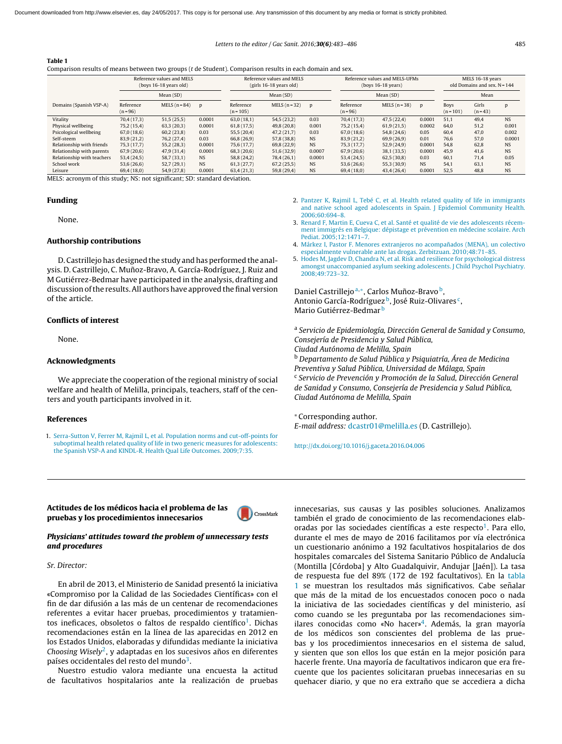**Table 1**
Comparison results of means between two groups (*t* de Student). Comparison results in each domain and sex.

| Domains (Spanish VSP-A) | Reference values and MELS (boys 16-18 years old) | | | Reference values and MELS (girls 16-18 years old) | | | Reference values and MELS-UFMs (boys 16-18 years) | | | MELS 16-18 years old Domains and sex. N = 144 | | |
|---|---|---|---|---|---|---|---|---|---|---|---|---|
| | Mean (SD) | | | Mean (SD) | | | Mean (SD) | | | Mean | | |
| | Reference (n = 96) | MELS (n = 84) | p | Reference (n = 105) | MELS (n = 32) | p | Reference (n = 96) | MELS (n = 38) | p | Boys (n = 101) | Girls (n = 43) | p |
| Vitality | 70,4 (17,3) | 51,5 (25,5) | 0.0001 | 63,0 (18,1) | 54,5 (23,2) | 0.03 | 70,4 (17,3) | 47,5 (22,4) | 0.0001 | 51,1 | 49,4 | NS |
| Physical wellbeing | 75,2 (15,4) | 63,3 (20,3) | 0.0001 | 61,8 (17,5) | 49,8 (20,8) | 0.001 | 75,2 (15,4) | 61,9 (21,5) | 0.0002 | 64,0 | 51,2 | 0.001 |
| Psicological wellbeing | 67,0 (18,6) | 60,2 (23,8) | 0.03 | 55,5 (20,4) | 47,2 (21,7) | 0.03 | 67,0 (18,6) | 54,8 (24,6) | 0.05 | 60,4 | 47,0 | 0.002 |
| Self-steem | 83,9 (21,2) | 76,2 (27,4) | 0.03 | 66,8 (26,9) | 57,8 (38,8) | NS | 83,9 (21,2) | 69,9 (26,9) | 0.01 | 76,6 | 57,0 | 0.0001 |
| Relationship with friends | 75,3 (17,7) | 55,2 (28,3) | 0.0001 | 75,6 (17,7) | 69,8 (22,9) | NS | 75,3 (17,7) | 52,9 (24,9) | 0.0001 | 54,8 | 62,8 | NS |
| Relationship with parents | 67,9 (20,6) | 47,9 (31,4) | 0.0001 | 68,3 (20,6) | 51,6 (32,9) | 0.0007 | 67,9 (20,6) | 38,1 (33,5) | 0.0001 | 45,9 | 41,6 | NS |
| Relationship with teachers | 53,4 (24,5) | 58,7 (33,1) | NS | 58,8 (24,2) | 78,4 (26,1) | 0.0001 | 53,4 (24,5) | 62,5 (30,8) | 0.03 | 60,1 | 71,4 | 0.05 |
| School work | 53,6 (26,6) | 52,7 (29,1) | NS | 61,3 (27,7) | 67,2 (25,5) | NS | 53,6 (26,6) | 55,3 (30,9) | NS | 54,1 | 63,1 | NS |
| Leisure | 69,4 (18,0) | 54,9 (27,8) | 0.0001 | 63,4 (21,3) | 59,8 (29,4) | NS | 69,4 (18,0) | 43,4 (26,4) | 0.0001 | 52,5 | 48,8 | NS |

MELS: acronym of this study; NS: not significant; SD: standard deviation.

## Funding

None.

## Authorship contributions

D. Castrillejo has designed the study and has performed the analysis. D. Castrillejo, C. Muñoz-Bravo, A. García-Rodríguez, J. Ruiz and M Gutiérrez-Bedmar have participated in the analysis, drafting and discussion of the results. All authors have approved the final version of the article.

## Conflicts of interest

None.

## Acknowledgments

We appreciate the cooperation of the regional ministry of social welfare and health of Melilla, principals, teachers, staff of the centers and youth participants involved in it.

## References

1. Serra-Sutton V, Ferrer M, Rajmil L, et al. Population norms and cut-off-points for suboptimal health related quality of life in two generic measures for adolescents: the Spanish VSP-A and KINDL-R. Health Qual Life Outcomes. 2009;7:35.
2. Pantzer K, Rajmil L, Tebé C, et al. Health related quality of life in immigrants and native school aged adolescents in Spain. J Epidemiol Community Health. 2006;60:694–8.
3. Renard F, Martin E, Cueva C, et al. Santé et qualité de vie des adolescents récemment immigrés en Belgique: dépistage et prévention en médecine scolaire. Arch Pediat. 2005;12:1471–7.
4. Márkez I, Pastor F. Menores extranjeros no acompañados (MENA), un colectivo especialmente vulnerable ante las drogas. Zerbitzuan. 2010;48:71–85.
5. Hodes M, Jagdev D, Chandra N, et al. Risk and resilience for psychological distress amongst unaccompanied asylum seeking adolescents. J Child Psychol Psychiatry. 2008;49:723–32.

Daniel Castrillejo[a,*], Carlos Muñoz-Bravo[b], Antonio García-Rodríguez[b], José Ruiz-Olivares[c], Mario Gutiérrez-Bedmar[b]

[a] *Servicio de Epidemiología, Dirección General de Sanidad y Consumo, Consejería de Presidencia y Salud Pública, Ciudad Autónoma de Melilla, Spain*
[b] *Departamento de Salud Pública y Psiquiatría, Área de Medicina Preventiva y Salud Pública, Universidad de Málaga, Spain*
[c] *Servicio de Prevención y Promoción de la Salud, Dirección General de Sanidad y Consumo, Consejería de Presidencia y Salud Pública, Ciudad Autónoma de Melilla, Spain*

* Corresponding author.
*E-mail address:* dcastr01@melilla.es (D. Castrillejo).

http://dx.doi.org/10.1016/j.gaceta.2016.04.006

---

# Actitudes de los médicos hacia el problema de las pruebas y los procedimientos innecesarios

## *Physicians' attitudes toward the problem of unnecessary tests and procedures*

*Sr. Director:*

En abril de 2013, el Ministerio de Sanidad presentó la iniciativa «Compromiso por la Calidad de las Sociedades Científicas» con el fin de dar difusión a las más de un centenar de recomendaciones referentes a evitar hacer pruebas, procedimientos y tratamientos ineficaces, obsoletos o faltos de respaldo científico[1]. Dichas recomendaciones están en la línea de las aparecidas en 2012 en los Estados Unidos, elaboradas y difundidas mediante la iniciativa *Choosing Wisely*[2], y adaptadas en los sucesivos años en diferentes países occidentales del resto del mundo[3].

Nuestro estudio valora mediante una encuesta la actitud de facultativos hospitalarios ante la realización de pruebas innecesarias, sus causas y las posibles soluciones. Analizamos también el grado de conocimiento de las recomendaciones elaboradas por las sociedades científicas a este respecto[1]. Para ello, durante el mes de mayo de 2016 facilitamos por vía electrónica un cuestionario anónimo a 192 facultativos hospitalarios de dos hospitales comarcales del Sistema Sanitario Público de Andalucía (Montilla [Córdoba] y Alto Guadalquivir, Andujar [Jaén]). La tasa de respuesta fue del 89% (172 de 192 facultativos). En la tabla 1 se muestran los resultados más significativos. Cabe señalar que más de la mitad de los encuestados conocen poco o nada la iniciativa de las sociedades científicas y del ministerio, así como cuando se les preguntaba por las recomendaciones similares conocidas como «No hacer»[4]. Además, la gran mayoría de los médicos son conscientes del problema de las pruebas y los procedimientos innecesarios en el sistema de salud, y sienten que son ellos los que están en la mejor posición para hacerle frente. Una mayoría de facultativos indicaron que era frecuente que los pacientes solicitaran pruebas innecesarias en su quehacer diario, y que no era extraño que se accediera a dicha